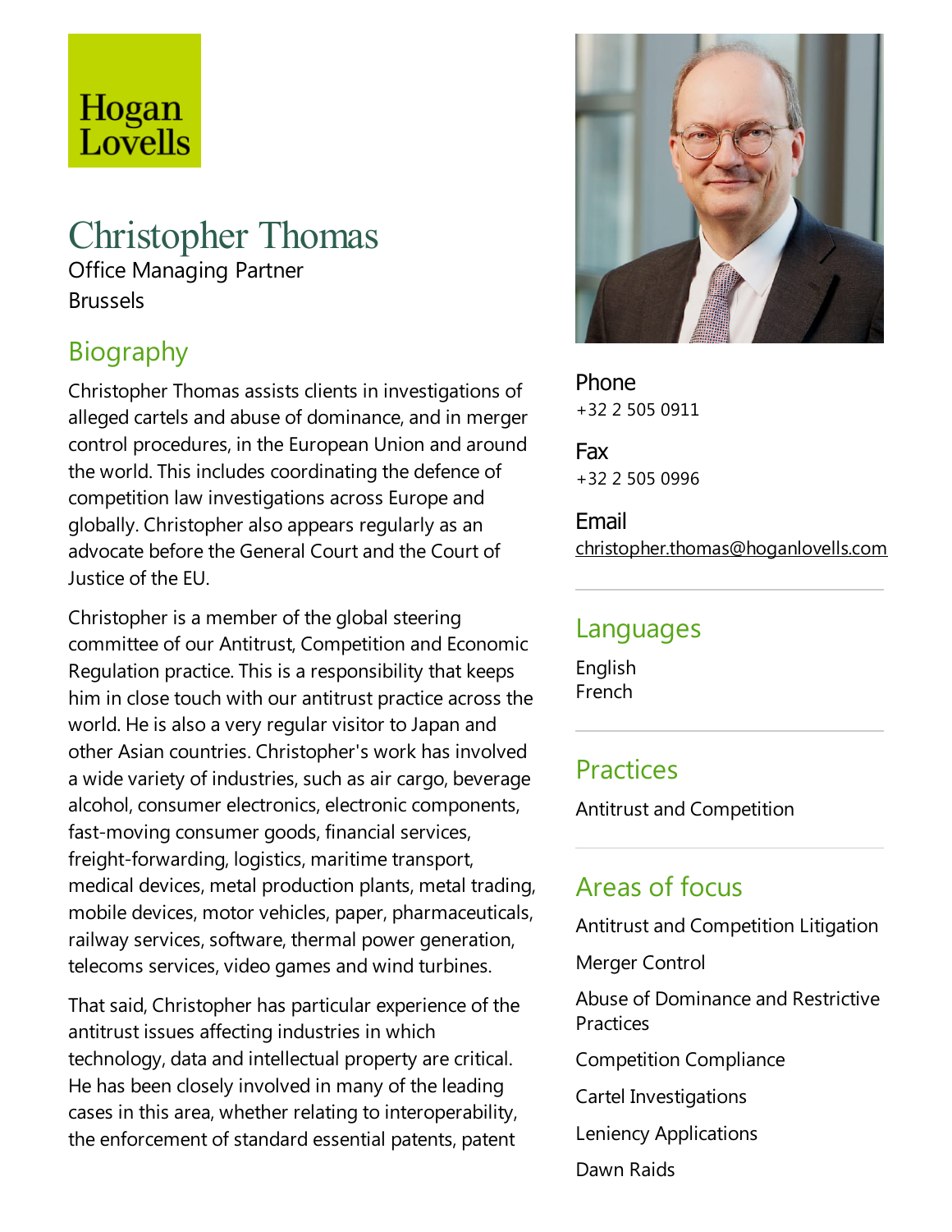Hogan Lovells

# Christopher Thomas

Office Managing Partner
Brussels

## Biography

Christopher Thomas assists clients in investigations of alleged cartels and abuse of dominance, and in merger control procedures, in the European Union and around the world. This includes coordinating the defence of competition law investigations across Europe and globally. Christopher also appears regularly as an advocate before the General Court and the Court of Justice of the EU.

Christopher is a member of the global steering committee of our Antitrust, Competition and Economic Regulation practice. This is a responsibility that keeps him in close touch with our antitrust practice across the world. He is also a very regular visitor to Japan and other Asian countries. Christopher's work has involved a wide variety of industries, such as air cargo, beverage alcohol, consumer electronics, electronic components, fast-moving consumer goods, financial services, freight-forwarding, logistics, maritime transport, medical devices, metal production plants, metal trading, mobile devices, motor vehicles, paper, pharmaceuticals, railway services, software, thermal power generation, telecoms services, video games and wind turbines.

That said, Christopher has particular experience of the antitrust issues affecting industries in which technology, data and intellectual property are critical. He has been closely involved in many of the leading cases in this area, whether relating to interoperability, the enforcement of standard essential patents, patent

**Phone**
+32 2 505 0911

**Fax**
+32 2 505 0996

**Email**
christopher.thomas@hoganlovells.com

## Languages

English
French

## Practices

Antitrust and Competition

## Areas of focus

Antitrust and Competition Litigation

Merger Control

Abuse of Dominance and Restrictive Practices

Competition Compliance

Cartel Investigations

Leniency Applications

Dawn Raids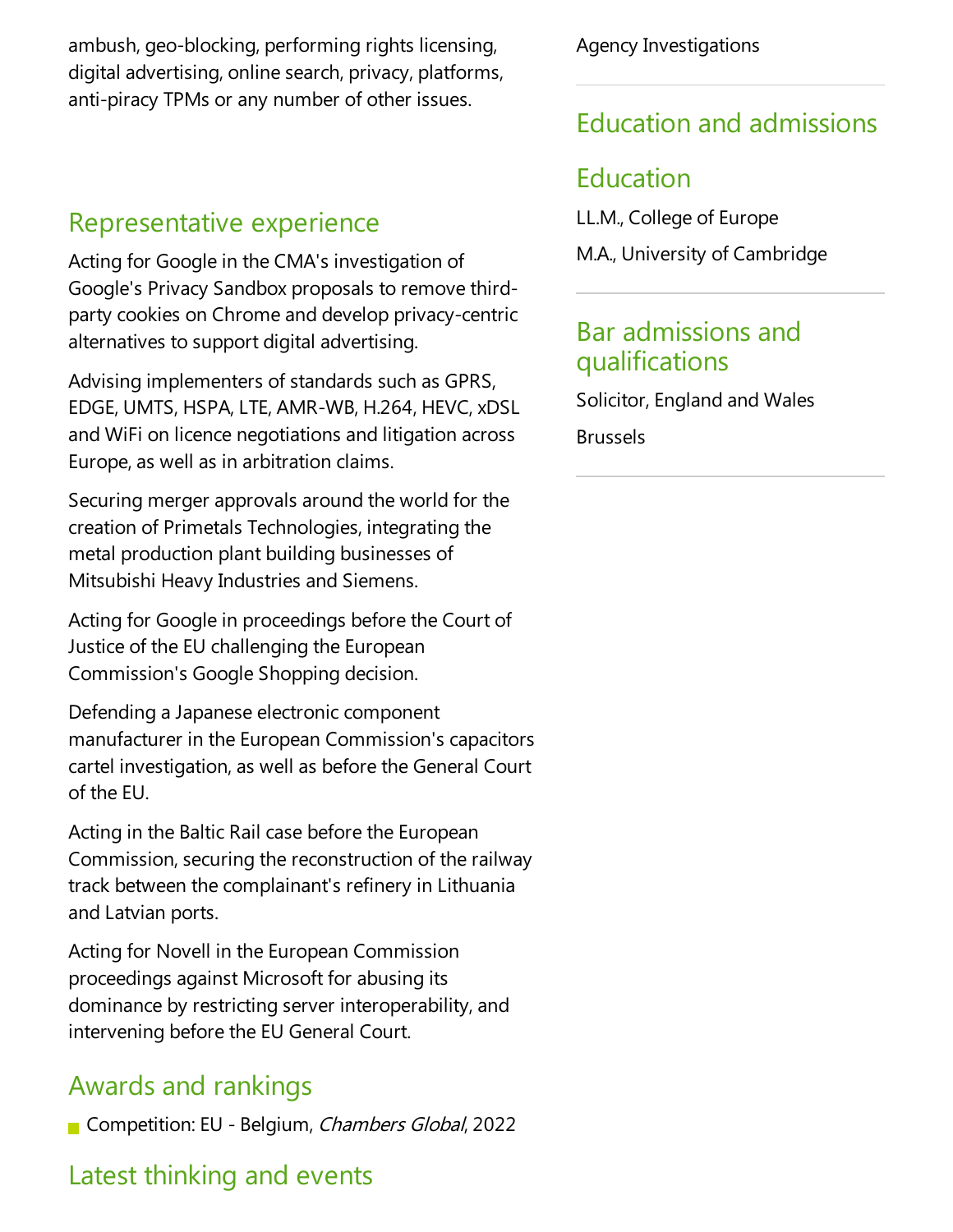ambush, geo-blocking, performing rights licensing, digital advertising, online search, privacy, platforms, anti-piracy TPMs or any number of other issues.

## Representative experience

Acting for Google in the CMA's investigation of Google's Privacy Sandbox proposals to remove third-party cookies on Chrome and develop privacy-centric alternatives to support digital advertising.

Advising implementers of standards such as GPRS, EDGE, UMTS, HSPA, LTE, AMR-WB, H.264, HEVC, xDSL and WiFi on licence negotiations and litigation across Europe, as well as in arbitration claims.

Securing merger approvals around the world for the creation of Primetals Technologies, integrating the metal production plant building businesses of Mitsubishi Heavy Industries and Siemens.

Acting for Google in proceedings before the Court of Justice of the EU challenging the European Commission's Google Shopping decision.

Defending a Japanese electronic component manufacturer in the European Commission's capacitors cartel investigation, as well as before the General Court of the EU.

Acting in the Baltic Rail case before the European Commission, securing the reconstruction of the railway track between the complainant's refinery in Lithuania and Latvian ports.

Acting for Novell in the European Commission proceedings against Microsoft for abusing its dominance by restricting server interoperability, and intervening before the EU General Court.

## Awards and rankings

- Competition: EU - Belgium, *Chambers Global*, 2022

## Latest thinking and events

Agency Investigations

## Education and admissions

### Education

LL.M., College of Europe

M.A., University of Cambridge

### Bar admissions and qualifications

Solicitor, England and Wales

Brussels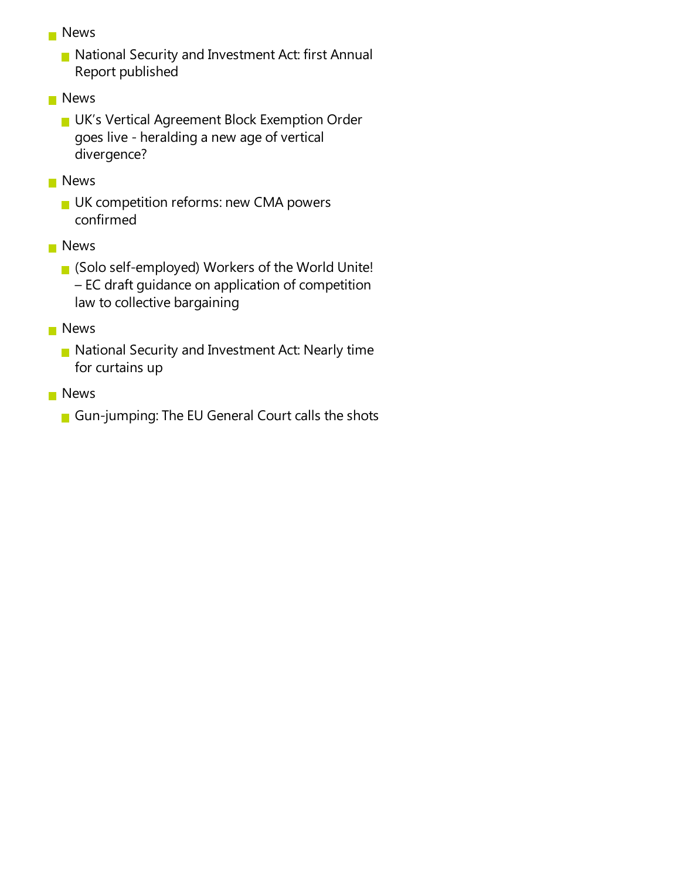- News
  - National Security and Investment Act: first Annual Report published
- News
  - UK's Vertical Agreement Block Exemption Order goes live - heralding a new age of vertical divergence?
- News
  - UK competition reforms: new CMA powers confirmed
- News
  - (Solo self-employed) Workers of the World Unite! – EC draft guidance on application of competition law to collective bargaining
- News
  - National Security and Investment Act: Nearly time for curtains up
- News
  - Gun-jumping: The EU General Court calls the shots